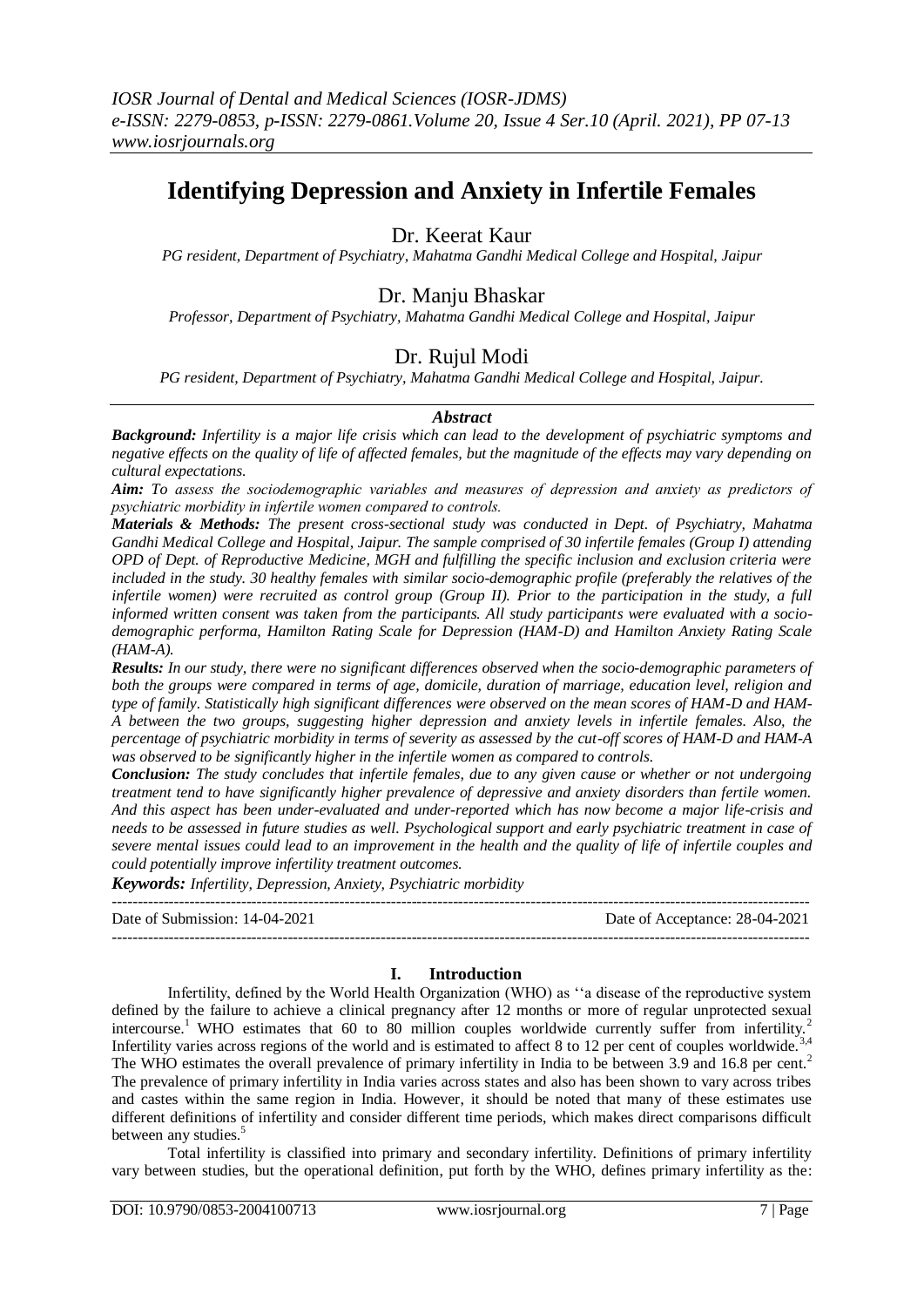# Identifying Depression and Anxiety in Infertile Females

## Dr. Keerat Kaur

*PG resident, Department of Psychiatry, Mahatma Gandhi Medical College and Hospital, Jaipur*

## Dr. Manju Bhaskar

*Professor, Department of Psychiatry, Mahatma Gandhi Medical College and Hospital, Jaipur*

## Dr. Rujul Modi

*PG resident, Department of Psychiatry, Mahatma Gandhi Medical College and Hospital, Jaipur.*

### *Abstract*

***Background:*** *Infertility is a major life crisis which can lead to the development of psychiatric symptoms and negative effects on the quality of life of affected females, but the magnitude of the effects may vary depending on cultural expectations.*

***Aim:*** *To assess the sociodemographic variables and measures of depression and anxiety as predictors of psychiatric morbidity in infertile women compared to controls.*

***Materials & Methods:*** *The present cross-sectional study was conducted in Dept. of Psychiatry, Mahatma Gandhi Medical College and Hospital, Jaipur. The sample comprised of 30 infertile females (Group I) attending OPD of Dept. of Reproductive Medicine, MGH and fulfilling the specific inclusion and exclusion criteria were included in the study. 30 healthy females with similar socio-demographic profile (preferably the relatives of the infertile women) were recruited as control group (Group II). Prior to the participation in the study, a full informed written consent was taken from the participants. All study participants were evaluated with a socio-demographic performa, Hamilton Rating Scale for Depression (HAM-D) and Hamilton Anxiety Rating Scale (HAM-A).*

***Results:*** *In our study, there were no significant differences observed when the socio-demographic parameters of both the groups were compared in terms of age, domicile, duration of marriage, education level, religion and type of family. Statistically high significant differences were observed on the mean scores of HAM-D and HAM-A between the two groups, suggesting higher depression and anxiety levels in infertile females. Also, the percentage of psychiatric morbidity in terms of severity as assessed by the cut-off scores of HAM-D and HAM-A was observed to be significantly higher in the infertile women as compared to controls.*

***Conclusion:*** *The study concludes that infertile females, due to any given cause or whether or not undergoing treatment tend to have significantly higher prevalence of depressive and anxiety disorders than fertile women. And this aspect has been under-evaluated and under-reported which has now become a major life-crisis and needs to be assessed in future studies as well. Psychological support and early psychiatric treatment in case of severe mental issues could lead to an improvement in the health and the quality of life of infertile couples and could potentially improve infertility treatment outcomes.*

***Keywords:*** *Infertility, Depression, Anxiety, Psychiatric morbidity*

---

Date of Submission: 14-04-2021 Date of Acceptance: 28-04-2021

---

## I. Introduction

Infertility, defined by the World Health Organization (WHO) as ''a disease of the reproductive system defined by the failure to achieve a clinical pregnancy after 12 months or more of regular unprotected sexual intercourse.[1] WHO estimates that 60 to 80 million couples worldwide currently suffer from infertility.[2] Infertility varies across regions of the world and is estimated to affect 8 to 12 per cent of couples worldwide.[3,4] The WHO estimates the overall prevalence of primary infertility in India to be between 3.9 and 16.8 per cent.[2] The prevalence of primary infertility in India varies across states and also has been shown to vary across tribes and castes within the same region in India. However, it should be noted that many of these estimates use different definitions of infertility and consider different time periods, which makes direct comparisons difficult between any studies.[5]

Total infertility is classified into primary and secondary infertility. Definitions of primary infertility vary between studies, but the operational definition, put forth by the WHO, defines primary infertility as the: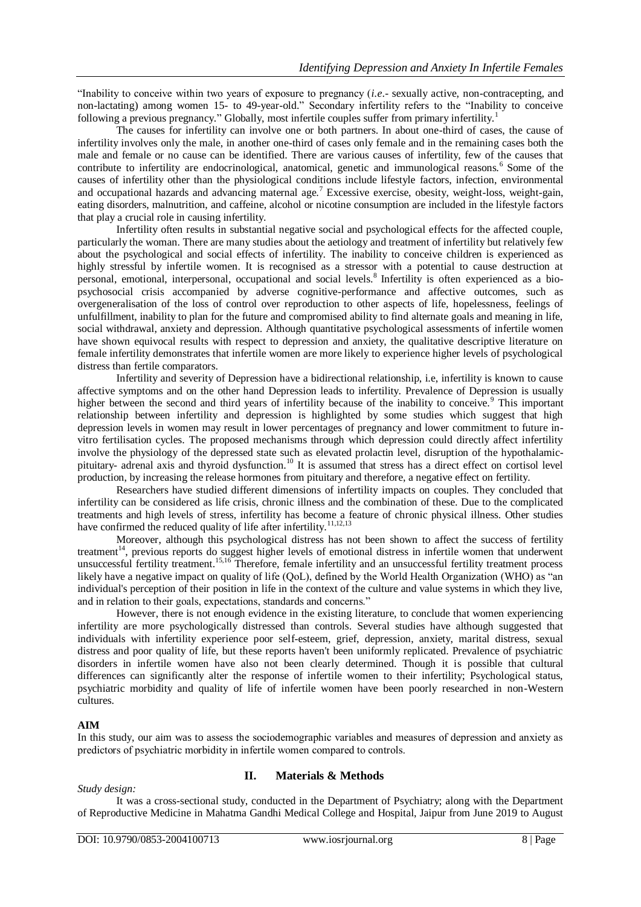"Inability to conceive within two years of exposure to pregnancy (*i.e*.- sexually active, non-contracepting, and non-lactating) among women 15- to 49-year-old." Secondary infertility refers to the "Inability to conceive following a previous pregnancy." Globally, most infertile couples suffer from primary infertility.[1]

The causes for infertility can involve one or both partners. In about one-third of cases, the cause of infertility involves only the male, in another one-third of cases only female and in the remaining cases both the male and female or no cause can be identified. There are various causes of infertility, few of the causes that contribute to infertility are endocrinological, anatomical, genetic and immunological reasons.[6] Some of the causes of infertility other than the physiological conditions include lifestyle factors, infection, environmental and occupational hazards and advancing maternal age.[7] Excessive exercise, obesity, weight-loss, weight-gain, eating disorders, malnutrition, and caffeine, alcohol or nicotine consumption are included in the lifestyle factors that play a crucial role in causing infertility.

Infertility often results in substantial negative social and psychological effects for the affected couple, particularly the woman. There are many studies about the aetiology and treatment of infertility but relatively few about the psychological and social effects of infertility. The inability to conceive children is experienced as highly stressful by infertile women. It is recognised as a stressor with a potential to cause destruction at personal, emotional, interpersonal, occupational and social levels.[8] Infertility is often experienced as a bio-psychosocial crisis accompanied by adverse cognitive-performance and affective outcomes, such as overgeneralisation of the loss of control over reproduction to other aspects of life, hopelessness, feelings of unfulfillment, inability to plan for the future and compromised ability to find alternate goals and meaning in life, social withdrawal, anxiety and depression. Although quantitative psychological assessments of infertile women have shown equivocal results with respect to depression and anxiety, the qualitative descriptive literature on female infertility demonstrates that infertile women are more likely to experience higher levels of psychological distress than fertile comparators.

Infertility and severity of Depression have a bidirectional relationship, i.e, infertility is known to cause affective symptoms and on the other hand Depression leads to infertility. Prevalence of Depression is usually higher between the second and third years of infertility because of the inability to conceive.[9] This important relationship between infertility and depression is highlighted by some studies which suggest that high depression levels in women may result in lower percentages of pregnancy and lower commitment to future in-vitro fertilisation cycles. The proposed mechanisms through which depression could directly affect infertility involve the physiology of the depressed state such as elevated prolactin level, disruption of the hypothalamic-pituitary- adrenal axis and thyroid dysfunction.[10] It is assumed that stress has a direct effect on cortisol level production, by increasing the release hormones from pituitary and therefore, a negative effect on fertility.

Researchers have studied different dimensions of infertility impacts on couples. They concluded that infertility can be considered as life crisis, chronic illness and the combination of these. Due to the complicated treatments and high levels of stress, infertility has become a feature of chronic physical illness. Other studies have confirmed the reduced quality of life after infertility.[11,12,13]

Moreover, although this psychological distress has not been shown to affect the success of fertility treatment[14], previous reports do suggest higher levels of emotional distress in infertile women that underwent unsuccessful fertility treatment.[15,16] Therefore, female infertility and an unsuccessful fertility treatment process likely have a negative impact on quality of life (QoL), defined by the World Health Organization (WHO) as "an individual's perception of their position in life in the context of the culture and value systems in which they live, and in relation to their goals, expectations, standards and concerns."

However, there is not enough evidence in the existing literature, to conclude that women experiencing infertility are more psychologically distressed than controls. Several studies have although suggested that individuals with infertility experience poor self-esteem, grief, depression, anxiety, marital distress, sexual distress and poor quality of life, but these reports haven't been uniformly replicated. Prevalence of psychiatric disorders in infertile women have also not been clearly determined. Though it is possible that cultural differences can significantly alter the response of infertile women to their infertility; Psychological status, psychiatric morbidity and quality of life of infertile women have been poorly researched in non-Western cultures.

**AIM**

In this study, our aim was to assess the sociodemographic variables and measures of depression and anxiety as predictors of psychiatric morbidity in infertile women compared to controls.

## II. Materials & Methods

*Study design:*

It was a cross-sectional study, conducted in the Department of Psychiatry; along with the Department of Reproductive Medicine in Mahatma Gandhi Medical College and Hospital, Jaipur from June 2019 to August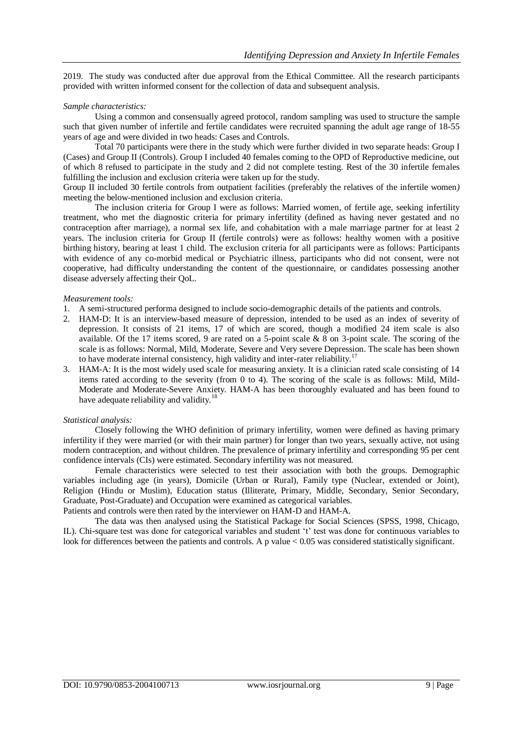2019. The study was conducted after due approval from the Ethical Committee. All the research participants provided with written informed consent for the collection of data and subsequent analysis.

*Sample characteristics:*

Using a common and consensually agreed protocol, random sampling was used to structure the sample such that given number of infertile and fertile candidates were recruited spanning the adult age range of 18-55 years of age and were divided in two heads: Cases and Controls.

Total 70 participants were there in the study which were further divided in two separate heads: Group I (Cases) and Group II (Controls). Group I included 40 females coming to the OPD of Reproductive medicine, out of which 8 refused to participate in the study and 2 did not complete testing. Rest of the 30 infertile females fulfilling the inclusion and exclusion criteria were taken up for the study.

Group II included 30 fertile controls from outpatient facilities (preferably the relatives of the infertile women*)* meeting the below-mentioned inclusion and exclusion criteria.

The inclusion criteria for Group I were as follows: Married women, of fertile age, seeking infertility treatment, who met the diagnostic criteria for primary infertility (defined as having never gestated and no contraception after marriage), a normal sex life, and cohabitation with a male marriage partner for at least 2 years. The inclusion criteria for Group II (fertile controls) were as follows: healthy women with a positive birthing history, bearing at least 1 child. The exclusion criteria for all participants were as follows: Participants with evidence of any co-morbid medical or Psychiatric illness, participants who did not consent, were not cooperative, had difficulty understanding the content of the questionnaire, or candidates possessing another disease adversely affecting their QoL.

*Measurement tools:*

1. A semi-structured performa designed to include socio-demographic details of the patients and controls.
2. HAM-D: It is an interview-based measure of depression, intended to be used as an index of severity of depression. It consists of 21 items, 17 of which are scored, though a modified 24 item scale is also available. Of the 17 items scored, 9 are rated on a 5-point scale & 8 on 3-point scale. The scoring of the scale is as follows: Normal, Mild, Moderate, Severe and Very severe Depression. The scale has been shown to have moderate internal consistency, high validity and inter-rater reliability.[17]
3. HAM-A: It is the most widely used scale for measuring anxiety. It is a clinician rated scale consisting of 14 items rated according to the severity (from 0 to 4). The scoring of the scale is as follows: Mild, Mild-Moderate and Moderate-Severe Anxiety. HAM-A has been thoroughly evaluated and has been found to have adequate reliability and validity.[18]

*Statistical analysis:*

Closely following the WHO definition of primary infertility, women were defined as having primary infertility if they were married (or with their main partner) for longer than two years, sexually active, not using modern contraception, and without children. The prevalence of primary infertility and corresponding 95 per cent confidence intervals (CIs) were estimated. Secondary infertility was not measured.

Female characteristics were selected to test their association with both the groups. Demographic variables including age (in years), Domicile (Urban or Rural), Family type (Nuclear, extended or Joint), Religion (Hindu or Muslim), Education status (Illiterate, Primary, Middle, Secondary, Senior Secondary, Graduate, Post-Graduate) and Occupation were examined as categorical variables.

Patients and controls were then rated by the interviewer on HAM-D and HAM-A.

The data was then analysed using the Statistical Package for Social Sciences (SPSS, 1998, Chicago, IL). Chi-square test was done for categorical variables and student 't' test was done for continuous variables to look for differences between the patients and controls. A p value $< 0.05$ was considered statistically significant.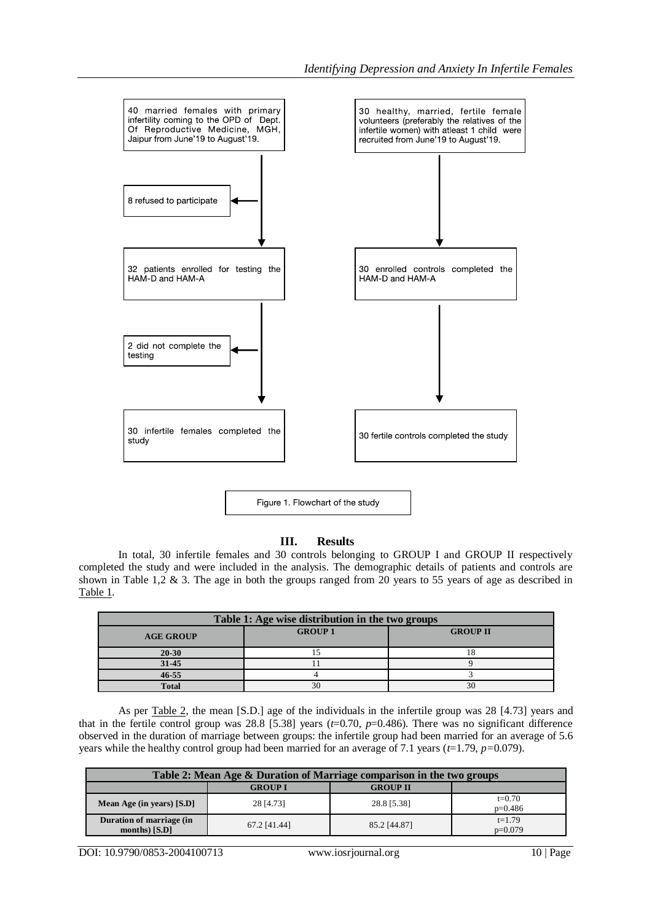40 married females with primary infertility coming to the OPD of Dept. Of Reproductive Medicine, MGH, Jaipur from June'19 to August'19.

8 refused to participate

32 patients enrolled for testing the HAM-D and HAM-A

2 did not complete the testing

30 infertile females completed the study

30 healthy, married, fertile female volunteers (preferably the relatives of the infertile women) with atleast 1 child were recruited from June'19 to August'19.

30 enrolled controls completed the HAM-D and HAM-A

30 fertile controls completed the study

Figure 1. Flowchart of the study

## III. Results

In total, 30 infertile females and 30 controls belonging to GROUP I and GROUP II respectively completed the study and were included in the analysis. The demographic details of patients and controls are shown in Table 1,2 & 3. The age in both the groups ranged from 20 years to 55 years of age as described in Table 1.

**Table 1: Age wise distribution in the two groups**

| AGE GROUP | GROUP 1 | GROUP II |
|---|---|---|
| 20-30 | 15 | 18 |
| 31-45 | 11 | 9 |
| 46-55 | 4 | 3 |
| Total | 30 | 30 |

As per Table 2, the mean [S.D.] age of the individuals in the infertile group was 28 [4.73] years and that in the fertile control group was 28.8 [5.38] years ($t$=0.70, $p$=0.486). There was no significant difference observed in the duration of marriage between groups: the infertile group had been married for an average of 5.6 years while the healthy control group had been married for an average of 7.1 years ($t$=1.79, $p$=0.079).

**Table 2: Mean Age & Duration of Marriage comparison in the two groups**

| | GROUP I | GROUP II | |
|---|---|---|---|
| Mean Age (in years) [S.D] | 28 [4.73] | 28.8 [5.38] | t=0.70 p=0.486 |
| Duration of marriage (in months) [S.D] | 67.2 [41.44] | 85.2 [44.87] | t=1.79 p=0.079 |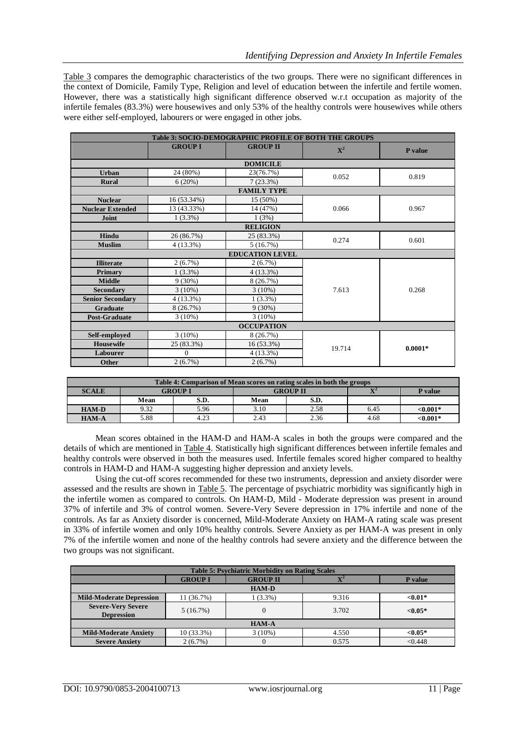Table 3 compares the demographic characteristics of the two groups. There were no significant differences in the context of Domicile, Family Type, Religion and level of education between the infertile and fertile women. However, there was a statistically high significant difference observed w.r.t occupation as majority of the infertile females (83.3%) were housewives and only 53% of the healthy controls were housewives while others were either self-employed, labourers or were engaged in other jobs.

| Table 3: SOCIO-DEMOGRAPHIC PROFILE OF BOTH THE GROUPS | | | | |
|---|---|---|---|---|
| | **GROUP I** | **GROUP II** | $X^2$ | **P value** |
| **DOMICILE** | | | | |
| **Urban** | 24 (80%) | 23(76.7%) | 0.052 | 0.819 |
| **Rural** | 6 (20%) | 7 (23.3%) | | |
| **FAMILY TYPE** | | | | |
| **Nuclear** | 16 (53.34%) | 15 (50%) | 0.066 | 0.967 |
| **Nuclear Extended** | 13 (43.33%) | 14 (47%) | | |
| **Joint** | 1 (3.3%) | 1 (3%) | | |
| **RELIGION** | | | | |
| **Hindu** | 26 (86.7%) | 25 (83.3%) | 0.274 | 0.601 |
| **Muslim** | 4 (13.3%) | 5 (16.7%) | | |
| **EDUCATION LEVEL** | | | | |
| **Illiterate** | 2 (6.7%) | 2 (6.7%) | 7.613 | 0.268 |
| **Primary** | 1 (3.3%) | 4 (13.3%) | | |
| **Middle** | 9 (30%) | 8 (26.7%) | | |
| **Secondary** | 3 (10%) | 3 (10%) | | |
| **Senior Secondary** | 4 (13.3%) | 1 (3.3%) | | |
| **Graduate** | 8 (26.7%) | 9 (30%) | | |
| **Post-Graduate** | 3 (10%) | 3 (10%) | | |
| **OCCUPATION** | | | | |
| **Self-employed** | 3 (10%) | 8 (26.7%) | 19.714 | **0.0001*** |
| **Housewife** | 25 (83.3%) | 16 (53.3%) | | |
| **Labourer** | 0 | 4 (13.3%) | | |
| **Other** | 2 (6.7%) | 2 (6.7%) | | |

| Table 4: Comparison of Mean scores on rating scales in both the groups | | | | | | |
|---|---|---|---|---|---|---|
| **SCALE** | **GROUP I** | | **GROUP II** | | $X^2$ | **P value** |
| | **Mean** | **S.D.** | **Mean** | **S.D.** | | |
| **HAM-D** | 9.32 | 5.96 | 3.10 | 2.58 | 6.45 | **<0.001*** |
| **HAM-A** | 5.88 | 4.23 | 2.43 | 2.36 | 4.68 | **<0.001*** |

Mean scores obtained in the HAM-D and HAM-A scales in both the groups were compared and the details of which are mentioned in Table 4. Statistically high significant differences between infertile females and healthy controls were observed in both the measures used. Infertile females scored higher compared to healthy controls in HAM-D and HAM-A suggesting higher depression and anxiety levels.

Using the cut-off scores recommended for these two instruments, depression and anxiety disorder were assessed and the results are shown in Table 5. The percentage of psychiatric morbidity was significantly high in the infertile women as compared to controls. On HAM-D, Mild - Moderate depression was present in around 37% of infertile and 3% of control women. Severe-Very Severe depression in 17% infertile and none of the controls. As far as Anxiety disorder is concerned, Mild-Moderate Anxiety on HAM-A rating scale was present in 33% of infertile women and only 10% healthy controls. Severe Anxiety as per HAM-A was present in only 7% of the infertile women and none of the healthy controls had severe anxiety and the difference between the two groups was not significant.

| Table 5: Psychiatric Morbidity on Rating Scales | | | | |
|---|---|---|---|---|
| | **GROUP I** | **GROUP II** | $X^2$ | **P value** |
| **HAM-D** | | | | |
| **Mild-Moderate Depression** | 11 (36.7%) | 1 (3.3%) | 9.316 | **<0.01*** |
| **Severe-Very Severe Depression** | 5 (16.7%) | 0 | 3.702 | **<0.05*** |
| **HAM-A** | | | | |
| **Mild-Moderate Anxiety** | 10 (33.3%) | 3 (10%) | 4.550 | **<0.05*** |
| **Severe Anxiety** | 2 (6.7%) | 0 | 0.575 | <0.448 |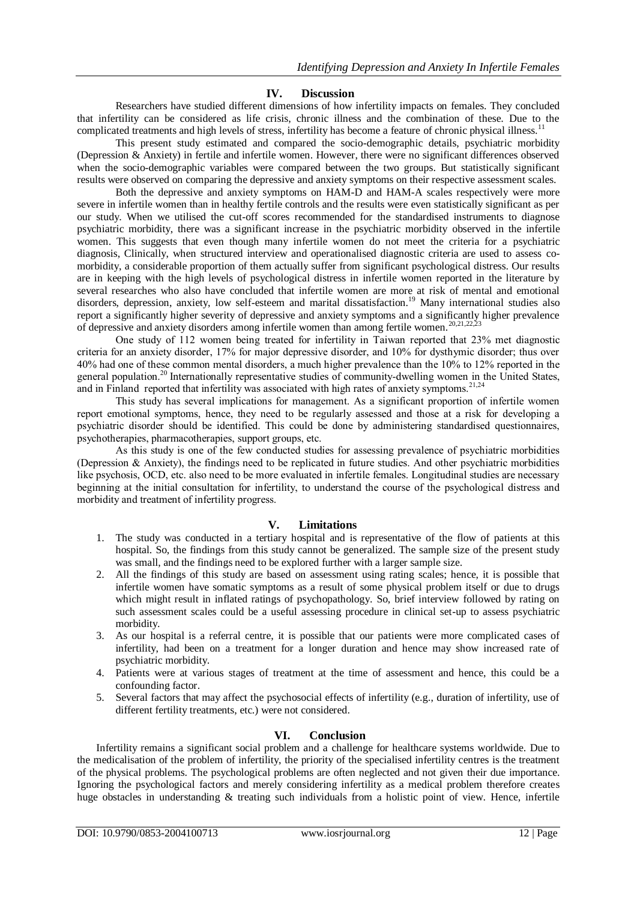## IV. Discussion

Researchers have studied different dimensions of how infertility impacts on females. They concluded that infertility can be considered as life crisis, chronic illness and the combination of these. Due to the complicated treatments and high levels of stress, infertility has become a feature of chronic physical illness.[11]

This present study estimated and compared the socio-demographic details, psychiatric morbidity (Depression & Anxiety) in fertile and infertile women. However, there were no significant differences observed when the socio-demographic variables were compared between the two groups. But statistically significant results were observed on comparing the depressive and anxiety symptoms on their respective assessment scales.

Both the depressive and anxiety symptoms on HAM-D and HAM-A scales respectively were more severe in infertile women than in healthy fertile controls and the results were even statistically significant as per our study. When we utilised the cut-off scores recommended for the standardised instruments to diagnose psychiatric morbidity, there was a significant increase in the psychiatric morbidity observed in the infertile women. This suggests that even though many infertile women do not meet the criteria for a psychiatric diagnosis, Clinically, when structured interview and operationalised diagnostic criteria are used to assess co-morbidity, a considerable proportion of them actually suffer from significant psychological distress. Our results are in keeping with the high levels of psychological distress in infertile women reported in the literature by several researches who also have concluded that infertile women are more at risk of mental and emotional disorders, depression, anxiety, low self-esteem and marital dissatisfaction.[19] Many international studies also report a significantly higher severity of depressive and anxiety symptoms and a significantly higher prevalence of depressive and anxiety disorders among infertile women than among fertile women.[20,21,22,23]

One study of 112 women being treated for infertility in Taiwan reported that 23% met diagnostic criteria for an anxiety disorder, 17% for major depressive disorder, and 10% for dysthymic disorder; thus over 40% had one of these common mental disorders, a much higher prevalence than the 10% to 12% reported in the general population.[20] Internationally representative studies of community-dwelling women in the United States, and in Finland reported that infertility was associated with high rates of anxiety symptoms.[21,24]

This study has several implications for management. As a significant proportion of infertile women report emotional symptoms, hence, they need to be regularly assessed and those at a risk for developing a psychiatric disorder should be identified. This could be done by administering standardised questionnaires, psychotherapies, pharmacotherapies, support groups, etc.

As this study is one of the few conducted studies for assessing prevalence of psychiatric morbidities (Depression & Anxiety), the findings need to be replicated in future studies. And other psychiatric morbidities like psychosis, OCD, etc. also need to be more evaluated in infertile females. Longitudinal studies are necessary beginning at the initial consultation for infertility, to understand the course of the psychological distress and morbidity and treatment of infertility progress.

## V. Limitations

1. The study was conducted in a tertiary hospital and is representative of the flow of patients at this hospital. So, the findings from this study cannot be generalized. The sample size of the present study was small, and the findings need to be explored further with a larger sample size.
2. All the findings of this study are based on assessment using rating scales; hence, it is possible that infertile women have somatic symptoms as a result of some physical problem itself or due to drugs which might result in inflated ratings of psychopathology. So, brief interview followed by rating on such assessment scales could be a useful assessing procedure in clinical set-up to assess psychiatric morbidity.
3. As our hospital is a referral centre, it is possible that our patients were more complicated cases of infertility, had been on a treatment for a longer duration and hence may show increased rate of psychiatric morbidity.
4. Patients were at various stages of treatment at the time of assessment and hence, this could be a confounding factor.
5. Several factors that may affect the psychosocial effects of infertility (e.g., duration of infertility, use of different fertility treatments, etc.) were not considered.

## VI. Conclusion

Infertility remains a significant social problem and a challenge for healthcare systems worldwide. Due to the medicalisation of the problem of infertility, the priority of the specialised infertility centres is the treatment of the physical problems. The psychological problems are often neglected and not given their due importance. Ignoring the psychological factors and merely considering infertility as a medical problem therefore creates huge obstacles in understanding & treating such individuals from a holistic point of view. Hence, infertile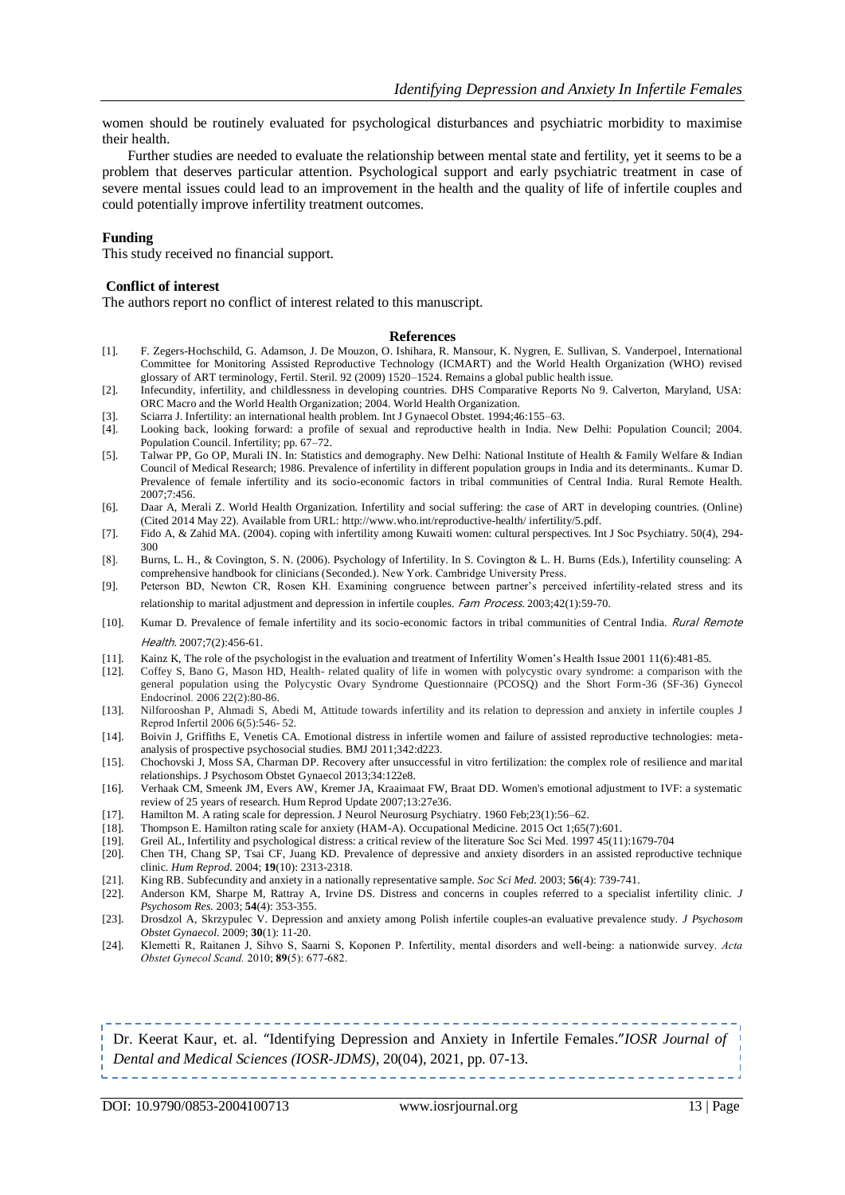women should be routinely evaluated for psychological disturbances and psychiatric morbidity to maximise their health.

Further studies are needed to evaluate the relationship between mental state and fertility, yet it seems to be a problem that deserves particular attention. Psychological support and early psychiatric treatment in case of severe mental issues could lead to an improvement in the health and the quality of life of infertile couples and could potentially improve infertility treatment outcomes.

### Funding

This study received no financial support.

### Conflict of interest

The authors report no conflict of interest related to this manuscript.

## References

[1]. F. Zegers-Hochschild, G. Adamson, J. De Mouzon, O. Ishihara, R. Mansour, K. Nygren, E. Sullivan, S. Vanderpoel, International Committee for Monitoring Assisted Reproductive Technology (ICMART) and the World Health Organization (WHO) revised glossary of ART terminology, Fertil. Steril. 92 (2009) 1520–1524. Remains a global public health issue.

[2]. Infecundity, infertility, and childlessness in developing countries. DHS Comparative Reports No 9. Calverton, Maryland, USA: ORC Macro and the World Health Organization; 2004. World Health Organization.

[3]. Sciarra J. Infertility: an international health problem. Int J Gynaecol Obstet. 1994;46:155–63.

[4]. Looking back, looking forward: a profile of sexual and reproductive health in India. New Delhi: Population Council; 2004. Population Council. Infertility; pp. 67–72.

[5]. Talwar PP, Go OP, Murali IN. In: Statistics and demography. New Delhi: National Institute of Health & Family Welfare & Indian Council of Medical Research; 1986. Prevalence of infertility in different population groups in India and its determinants.. Kumar D. Prevalence of female infertility and its socio-economic factors in tribal communities of Central India. Rural Remote Health. 2007;7:456.

[6]. Daar A, Merali Z. World Health Organization. Infertility and social suffering: the case of ART in developing countries. (Online) (Cited 2014 May 22). Available from URL: http://www.who.int/reproductive-health/ infertility/5.pdf.

[7]. Fido A, & Zahid MA. (2004). coping with infertility among Kuwaiti women: cultural perspectives. Int J Soc Psychiatry. 50(4), 294-300

[8]. Burns, L. H., & Covington, S. N. (2006). Psychology of Infertility. In S. Covington & L. H. Burns (Eds.), Infertility counseling: A comprehensive handbook for clinicians (Seconded.). New York. Cambridge University Press.

[9]. Peterson BD, Newton CR, Rosen KH. Examining congruence between partner's perceived infertility-related stress and its relationship to marital adjustment and depression in infertile couples. *Fam Process*. 2003;42(1):59-70.

[10]. Kumar D. Prevalence of female infertility and its socio-economic factors in tribal communities of Central India. *Rural Remote Health*. 2007;7(2):456-61.

[11]. Kainz K, The role of the psychologist in the evaluation and treatment of Infertility Women's Health Issue 2001 11(6):481-85.

[12]. Coffey S, Bano G, Mason HD, Health- related quality of life in women with polycystic ovary syndrome: a comparison with the general population using the Polycystic Ovary Syndrome Questionnaire (PCOSQ) and the Short Form-36 (SF-36) Gynecol Endocrinol. 2006 22(2):80-86.

[13]. Nilforooshan P, Ahmadi S, Abedi M, Attitude towards infertility and its relation to depression and anxiety in infertile couples J Reprod Infertil 2006 6(5):546- 52.

[14]. Boivin J, Griffiths E, Venetis CA. Emotional distress in infertile women and failure of assisted reproductive technologies: meta-analysis of prospective psychosocial studies. BMJ 2011;342:d223.

[15]. Chochovski J, Moss SA, Charman DP. Recovery after unsuccessful in vitro fertilization: the complex role of resilience and marital relationships. J Psychosom Obstet Gynaecol 2013;34:122e8.

[16]. Verhaak CM, Smeenk JM, Evers AW, Kremer JA, Kraaimaat FW, Braat DD. Women's emotional adjustment to IVF: a systematic review of 25 years of research. Hum Reprod Update 2007;13:27e36.

[17]. Hamilton M. A rating scale for depression. J Neurol Neurosurg Psychiatry. 1960 Feb;23(1):56–62.

[18]. Thompson E. Hamilton rating scale for anxiety (HAM-A). Occupational Medicine. 2015 Oct 1;65(7):601.

[19]. Greil AL, Infertility and psychological distress: a critical review of the literature Soc Sci Med. 1997 45(11):1679-704

[20]. Chen TH, Chang SP, Tsai CF, Juang KD. Prevalence of depressive and anxiety disorders in an assisted reproductive technique clinic. *Hum Reprod.* 2004; **19**(10): 2313-2318.

[21]. King RB. Subfecundity and anxiety in a nationally representative sample. *Soc Sci Med.* 2003; **56**(4): 739-741.

[22]. Anderson KM, Sharpe M, Rattray A, Irvine DS. Distress and concerns in couples referred to a specialist infertility clinic. *J Psychosom Res.* 2003; **54**(4): 353-355.

[23]. Drosdzol A, Skrzypulec V. Depression and anxiety among Polish infertile couples-an evaluative prevalence study. *J Psychosom Obstet Gynaecol.* 2009; **30**(1): 11-20.

[24]. Klemetti R, Raitanen J, Sihvo S, Saarni S, Koponen P. Infertility, mental disorders and well-being: a nationwide survey. *Acta Obstet Gynecol Scand.* 2010; **89**(5): 677-682.

Dr. Keerat Kaur, et. al. "Identifying Depression and Anxiety in Infertile Females."*IOSR Journal of Dental and Medical Sciences (IOSR-JDMS)*, 20(04), 2021, pp. 07-13.